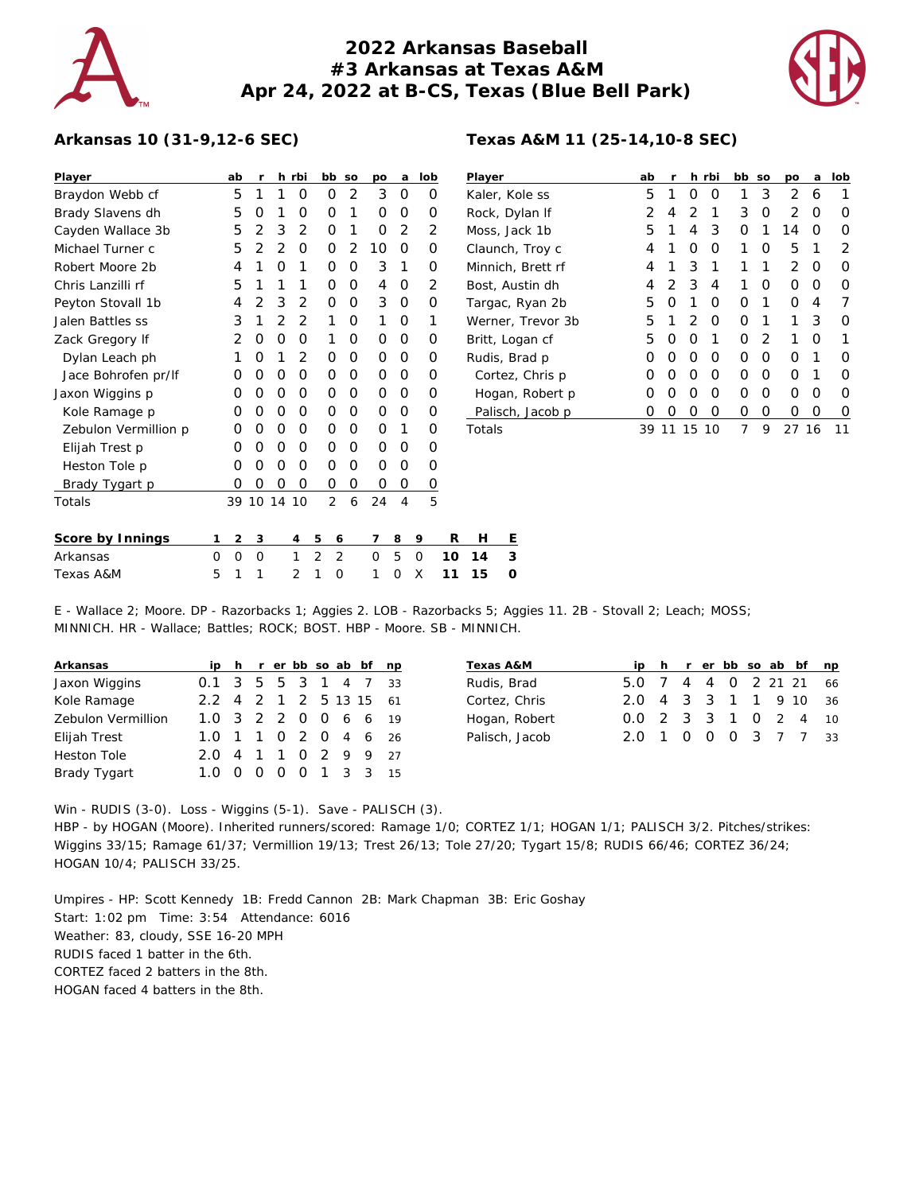# 2022 Arkansas Baseball
# #3 Arkansas at Texas A&M
# Apr 24, 2022 at B-CS, Texas (Blue Bell Park)

## Arkansas 10 (31-9,12-6 SEC)

| Player | ab | r | h | rbi | bb | so | po | a | lob |
|---|---|---|---|---|---|---|---|---|---|
| Braydon Webb cf | 5 | 1 | 1 | 0 | 0 | 2 | 3 | 0 | 0 |
| Brady Slavens dh | 5 | 0 | 1 | 0 | 0 | 1 | 0 | 0 | 0 |
| Cayden Wallace 3b | 5 | 2 | 3 | 2 | 0 | 1 | 0 | 2 | 2 |
| Michael Turner c | 5 | 2 | 2 | 0 | 0 | 2 | 10 | 0 | 0 |
| Robert Moore 2b | 4 | 1 | 0 | 1 | 0 | 0 | 3 | 1 | 0 |
| Chris Lanzilli rf | 5 | 1 | 1 | 1 | 0 | 0 | 4 | 0 | 2 |
| Peyton Stovall 1b | 4 | 2 | 3 | 2 | 0 | 0 | 3 | 0 | 0 |
| Jalen Battles ss | 3 | 1 | 2 | 2 | 1 | 0 | 1 | 0 | 1 |
| Zack Gregory lf | 2 | 0 | 0 | 0 | 1 | 0 | 0 | 0 | 0 |
| Dylan Leach ph | 1 | 0 | 1 | 2 | 0 | 0 | 0 | 0 | 0 |
| Jace Bohrofen pr/lf | 0 | 0 | 0 | 0 | 0 | 0 | 0 | 0 | 0 |
| Jaxon Wiggins p | 0 | 0 | 0 | 0 | 0 | 0 | 0 | 0 | 0 |
| Kole Ramage p | 0 | 0 | 0 | 0 | 0 | 0 | 0 | 0 | 0 |
| Zebulon Vermillion p | 0 | 0 | 0 | 0 | 0 | 0 | 0 | 1 | 0 |
| Elijah Trest p | 0 | 0 | 0 | 0 | 0 | 0 | 0 | 0 | 0 |
| Heston Tole p | 0 | 0 | 0 | 0 | 0 | 0 | 0 | 0 | 0 |
| Brady Tygart p | 0 | 0 | 0 | 0 | 0 | 0 | 0 | 0 | 0 |
| Totals | 39 | 10 | 14 | 10 | 2 | 6 | 24 | 4 | 5 |

## Texas A&M 11 (25-14,10-8 SEC)

| Player | ab | r | h | rbi | bb | so | po | a | lob |
|---|---|---|---|---|---|---|---|---|---|
| Kaler, Kole ss | 5 | 1 | 0 | 0 | 1 | 3 | 2 | 6 | 1 |
| Rock, Dylan lf | 2 | 4 | 2 | 1 | 3 | 0 | 2 | 0 | 0 |
| Moss, Jack 1b | 5 | 1 | 4 | 3 | 0 | 1 | 14 | 0 | 0 |
| Claunch, Troy c | 4 | 1 | 0 | 0 | 1 | 0 | 5 | 1 | 2 |
| Minnich, Brett rf | 4 | 1 | 3 | 1 | 1 | 1 | 2 | 0 | 0 |
| Bost, Austin dh | 4 | 2 | 3 | 4 | 1 | 0 | 0 | 0 | 0 |
| Targac, Ryan 2b | 5 | 0 | 1 | 0 | 0 | 1 | 0 | 4 | 7 |
| Werner, Trevor 3b | 5 | 1 | 2 | 0 | 0 | 1 | 1 | 3 | 0 |
| Britt, Logan cf | 5 | 0 | 0 | 1 | 0 | 2 | 1 | 0 | 1 |
| Rudis, Brad p | 0 | 0 | 0 | 0 | 0 | 0 | 0 | 1 | 0 |
| Cortez, Chris p | 0 | 0 | 0 | 0 | 0 | 0 | 0 | 1 | 0 |
| Hogan, Robert p | 0 | 0 | 0 | 0 | 0 | 0 | 0 | 0 | 0 |
| Palisch, Jacob p | 0 | 0 | 0 | 0 | 0 | 0 | 0 | 0 | 0 |
| Totals | 39 | 11 | 15 | 10 | 7 | 9 | 27 | 16 | 11 |

| Score by Innings | 1 | 2 | 3 | 4 | 5 | 6 | 7 | 8 | 9 | R | H | E |
|---|---|---|---|---|---|---|---|---|---|---|---|---|
| Arkansas | 0 | 0 | 0 | 1 | 2 | 2 | 0 | 5 | 0 | 10 | 14 | 3 |
| Texas A&M | 5 | 1 | 1 | 2 | 1 | 0 | 1 | 0 | X | 11 | 15 | 0 |

E - Wallace 2; Moore. DP - Razorbacks 1; Aggies 2. LOB - Razorbacks 5; Aggies 11. 2B - Stovall 2; Leach; MOSS; MINNICH. HR - Wallace; Battles; ROCK; BOST. HBP - Moore. SB - MINNICH.

| Arkansas | ip | h | r | er | bb | so | ab | bf | np |
|---|---|---|---|---|---|---|---|---|---|
| Jaxon Wiggins | 0.1 | 3 | 5 | 5 | 3 | 1 | 4 | 7 | 33 |
| Kole Ramage | 2.2 | 4 | 2 | 1 | 2 | 5 | 13 | 15 | 61 |
| Zebulon Vermillion | 1.0 | 3 | 2 | 2 | 0 | 0 | 6 | 6 | 19 |
| Elijah Trest | 1.0 | 1 | 1 | 0 | 2 | 0 | 4 | 6 | 26 |
| Heston Tole | 2.0 | 4 | 1 | 1 | 0 | 2 | 9 | 9 | 27 |
| Brady Tygart | 1.0 | 0 | 0 | 0 | 0 | 1 | 3 | 3 | 15 |

| Texas A&M | ip | h | r | er | bb | so | ab | bf | np |
|---|---|---|---|---|---|---|---|---|---|
| Rudis, Brad | 5.0 | 7 | 4 | 4 | 0 | 2 | 21 | 21 | 66 |
| Cortez, Chris | 2.0 | 4 | 3 | 3 | 1 | 1 | 9 | 10 | 36 |
| Hogan, Robert | 0.0 | 2 | 3 | 3 | 1 | 0 | 2 | 4 | 10 |
| Palisch, Jacob | 2.0 | 1 | 0 | 0 | 0 | 3 | 7 | 7 | 33 |

Win - RUDIS (3-0). Loss - Wiggins (5-1). Save - PALISCH (3).
HBP - by HOGAN (Moore). Inherited runners/scored: Ramage 1/0; CORTEZ 1/1; HOGAN 1/1; PALISCH 3/2. Pitches/strikes: Wiggins 33/15; Ramage 61/37; Vermillion 19/13; Trest 26/13; Tole 27/20; Tygart 15/8; RUDIS 66/46; CORTEZ 36/24; HOGAN 10/4; PALISCH 33/25.

Umpires - HP: Scott Kennedy 1B: Fredd Cannon 2B: Mark Chapman 3B: Eric Goshay
Start: 1:02 pm Time: 3:54 Attendance: 6016
Weather: 83, cloudy, SSE 16-20 MPH
RUDIS faced 1 batter in the 6th.
CORTEZ faced 2 batters in the 8th.
HOGAN faced 4 batters in the 8th.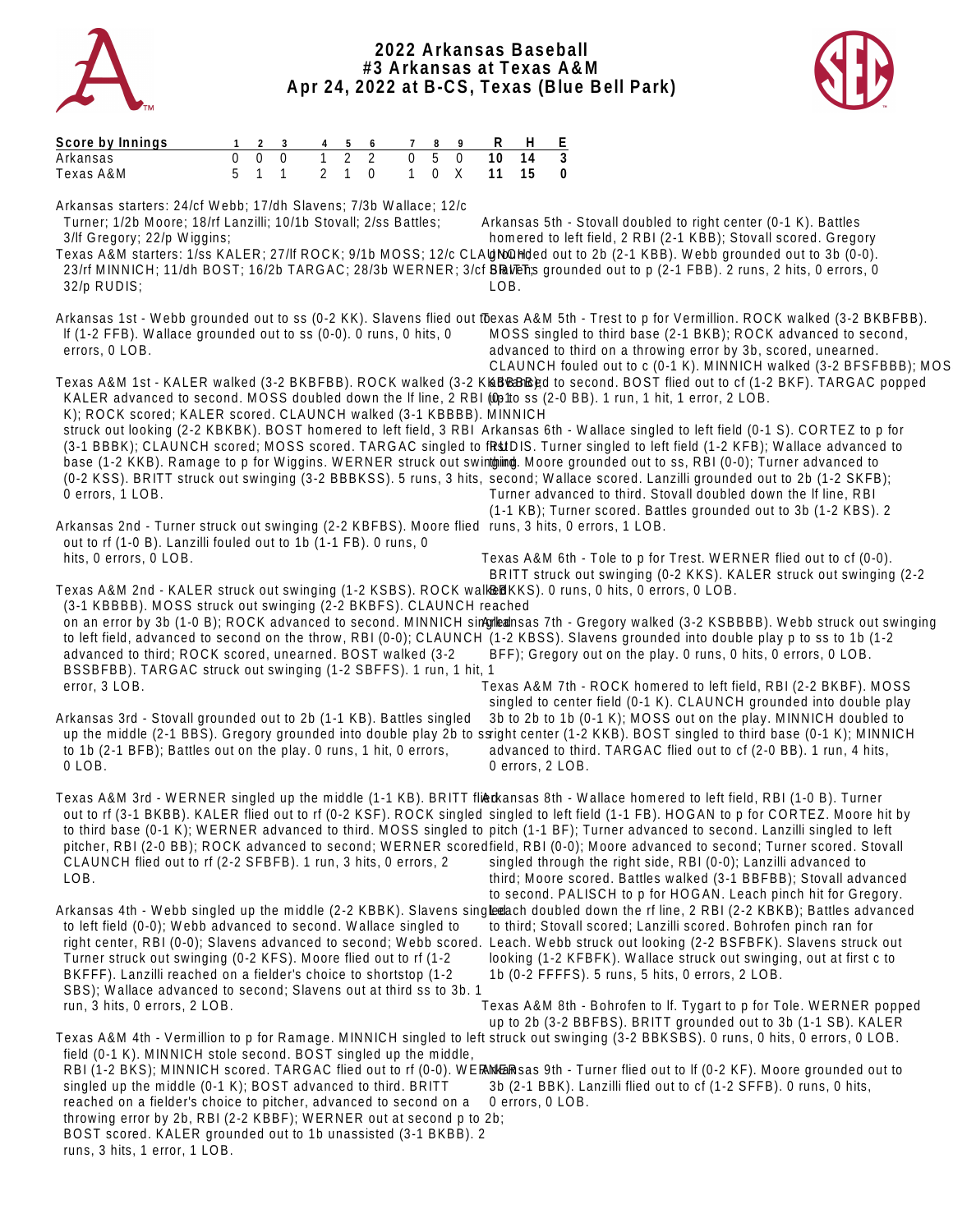# 2022 Arkansas Baseball
## #3 Arkansas at Texas A&M
### Apr 24, 2022 at B-CS, Texas (Blue Bell Park)

| Score by Innings | 1 | 2 | 3 | 4 | 5 | 6 | 7 | 8 | 9 | R | H | E |
|---|---|---|---|---|---|---|---|---|---|---|---|---|
| Arkansas | 0 | 0 | 0 | 1 | 2 | 2 | 0 | 5 | 0 | 10 | 14 | 3 |
| Texas A&M | 5 | 1 | 1 | 2 | 1 | 0 | 1 | 0 | X | 11 | 15 | 0 |

Arkansas starters: 24/cf Webb; 17/dh Slavens; 7/3b Wallace; 12/c Turner; 1/2b Moore; 18/rf Lanzilli; 10/1b Stovall; 2/ss Battles; 3/lf Gregory; 22/p Wiggins;

Texas A&M starters: 1/ss KALER; 27/lf ROCK; 9/1b MOSS; 12/c CLAUNCH; 23/rf MINNICH; 11/dh BOST; 16/2b TARGAC; 28/3b WERNER; 3/cf BRITT; 32/p RUDIS;

Arkansas 1st - Webb grounded out to ss (0-2 KK). Slavens flied out to lf (1-2 FFB). Wallace grounded out to ss (0-0). 0 runs, 0 hits, 0 errors, 0 LOB.

Texas A&M 1st - KALER walked (3-2 BKBFBB). ROCK walked (3-2 KBBBBB); KALER advanced to second. MOSS doubled down the lf line, 2 RBI (0-1 K); ROCK scored; KALER scored. CLAUNCH walked (3-1 KBBBB). MINNICH struck out looking (2-2 KBKBK). BOST homered to left field, 3 RBI (3-1 BBBK); CLAUNCH scored; MOSS scored. TARGAC singled to first base (1-2 KKB). Ramage to p for Wiggins. WERNER struck out swinging (0-2 KSS). BRITT struck out swinging (3-2 BBBKSS). 5 runs, 3 hits, 0 errors, 1 LOB.

Arkansas 2nd - Turner struck out swinging (2-2 KBFBS). Moore flied out to rf (1-0 B). Lanzilli fouled out to 1b (1-1 FB). 0 runs, 0 hits, 0 errors, 0 LOB.

Texas A&M 2nd - KALER struck out swinging (1-2 KSBS). ROCK walked (3-1 KBBBB). MOSS struck out swinging (2-2 BKBFS). CLAUNCH reached on an error by 3b (1-0 B); ROCK advanced to second. MINNICH singled to left field, advanced to second on the throw, RBI (0-0); CLAUNCH advanced to third; ROCK scored, unearned. BOST walked (3-2 BSSBFBB). TARGAC struck out swinging (1-2 SBFFS). 1 run, 1 hit, 1 error, 3 LOB.

Arkansas 3rd - Stovall grounded out to 2b (1-1 KB). Battles singled up the middle (2-1 BBS). Gregory grounded into double play 2b to ss to 1b (2-1 BFB); Battles out on the play. 0 runs, 1 hit, 0 errors, 0 LOB.

Texas A&M 3rd - WERNER singled up the middle (1-1 KB). BRITT flied out to rf (3-1 BKBB). KALER flied out to rf (0-2 KSF). ROCK singled to third base (0-1 K); WERNER advanced to third. MOSS singled to pitcher, RBI (2-0 BB); ROCK advanced to second; WERNER scored. CLAUNCH flied out to rf (2-2 SFBFB). 1 run, 3 hits, 0 errors, 2 LOB.

Arkansas 4th - Webb singled up the middle (2-2 KBBK). Slavens singled to left field (0-0); Webb advanced to second. Wallace singled to right center, RBI (0-0); Slavens advanced to second; Webb scored. Turner struck out swinging (0-2 KFS). Moore flied out to rf (1-2 BKFFF). Lanzilli reached on a fielder's choice to shortstop (1-2 SBS); Wallace advanced to second; Slavens out at third ss to 3b. 1 run, 3 hits, 0 errors, 2 LOB.

Texas A&M 4th - Vermillion to p for Ramage. MINNICH singled to left field (0-1 K). MINNICH stole second. BOST singled up the middle, RBI (1-2 BKS); MINNICH scored. TARGAC flied out to rf (0-0). WERNER singled up the middle (0-1 K); BOST advanced to third. BRITT reached on a fielder's choice to pitcher, advanced to second on a throwing error by 2b, RBI (2-2 KBBF); WERNER out at second p to 2b; BOST scored. KALER grounded out to 1b unassisted (3-1 BKBB). 2 runs, 3 hits, 1 error, 1 LOB.

Arkansas 5th - Stovall doubled to right center (0-1 K). Battles homered to left field, 2 RBI (2-1 KBB); Stovall scored. Gregory grounded out to 2b (2-1 KBB). Webb grounded out to 3b (0-0). Slavens grounded out to p (2-1 FBB). 2 runs, 2 hits, 0 errors, 0 LOB.

Texas A&M 5th - Trest to p for Vermillion. ROCK walked (3-2 BKBFBB). MOSS singled to third base (2-1 BKB); ROCK advanced to second, advanced to third on a throwing error by 3b, scored, unearned. CLAUNCH fouled out to c (0-1 K). MINNICH walked (3-2 BFSFBBB); MOSS advanced to second. BOST flied out to cf (1-2 BKF). TARGAC popped up to ss (2-0 BB). 1 run, 1 hit, 1 error, 2 LOB.

Arkansas 6th - Wallace singled to left field (0-1 S). CORTEZ to p for RUDIS. Turner singled to left field (1-2 KFB); Wallace advanced to third. Moore grounded out to ss, RBI (0-0); Turner advanced to second; Wallace scored. Lanzilli grounded out to 2b (1-2 SKFB); Turner advanced to third. Stovall doubled down the lf line, RBI (1-1 KB); Turner scored. Battles grounded out to 3b (1-2 KBS). 2 runs, 3 hits, 0 errors, 1 LOB.

Texas A&M 6th - Tole to p for Trest. WERNER flied out to cf (0-0). BRITT struck out swinging (0-2 KKS). KALER struck out swinging (2-2 BBKKS). 0 runs, 0 hits, 0 errors, 0 LOB.

Arkansas 7th - Gregory walked (3-2 KSBBBB). Webb struck out swinging (1-2 KBSS). Slavens grounded into double play p to ss to 1b (1-2 BFF); Gregory out on the play. 0 runs, 0 hits, 0 errors, 0 LOB.

Texas A&M 7th - ROCK homered to left field, RBI (2-2 BKBF). MOSS singled to center field (0-1 K). CLAUNCH grounded into double play 3b to 2b to 1b (0-1 K); MOSS out on the play. MINNICH doubled to right center (1-2 KKB). BOST singled to third base (0-1 K); MINNICH advanced to third. TARGAC flied out to cf (2-0 BB). 1 run, 4 hits, 0 errors, 2 LOB.

Arkansas 8th - Wallace homered to left field, RBI (1-0 B). Turner singled to left field (1-1 FB). HOGAN to p for CORTEZ. Moore hit by pitch (1-1 BF); Turner advanced to second. Lanzilli singled to left field, RBI (0-0); Moore advanced to second; Turner scored. Stovall singled through the right side, RBI (0-0); Lanzilli advanced to third; Moore scored. Battles walked (3-1 BBFBB); Stovall advanced to second. PALISCH to p for HOGAN. Leach pinch hit for Gregory. Leach doubled down the rf line, 2 RBI (2-2 KBKB); Battles advanced to third; Stovall scored; Lanzilli scored. Bohrofen pinch ran for Leach. Webb struck out looking (2-2 BSFBFK). Slavens struck out looking (1-2 KFBFK). Wallace struck out swinging, out at first c to 1b (0-2 FFFFS). 5 runs, 5 hits, 0 errors, 2 LOB.

Texas A&M 8th - Bohrofen to lf. Tygart to p for Tole. WERNER popped up to 2b (3-2 BBFBS). BRITT grounded out to 3b (1-1 SB). KALER struck out swinging (3-2 BBKSBS). 0 runs, 0 hits, 0 errors, 0 LOB.

Arkansas 9th - Turner flied out to lf (0-2 KF). Moore grounded out to 3b (2-1 BBK). Lanzilli flied out to cf (1-2 SFFB). 0 runs, 0 hits, 0 errors, 0 LOB.